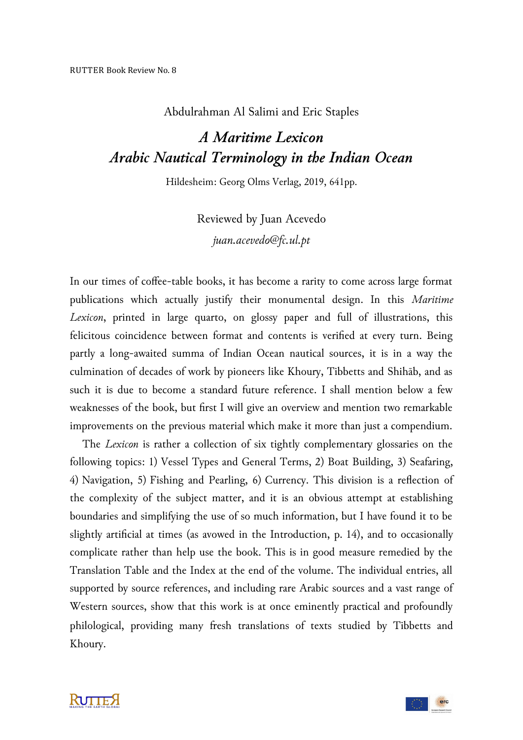Abdulrahman Al Salimi and Eric Staples

# *A Maritime Lexicon*
# *Arabic Nautical Terminology in the Indian Ocean*

Hildesheim: Georg Olms Verlag, 2019, 641pp.

Reviewed by Juan Acevedo

*juan.acevedo@fc.ul.pt*

In our times of coffee-table books, it has become a rarity to come across large format publications which actually justify their monumental design. In this *Maritime Lexicon*, printed in large quarto, on glossy paper and full of illustrations, this felicitous coincidence between format and contents is verified at every turn. Being partly a long-awaited summa of Indian Ocean nautical sources, it is in a way the culmination of decades of work by pioneers like Khoury, Tibbetts and Shihāb, and as such it is due to become a standard future reference. I shall mention below a few weaknesses of the book, but first I will give an overview and mention two remarkable improvements on the previous material which make it more than just a compendium.

The *Lexicon* is rather a collection of six tightly complementary glossaries on the following topics: 1) Vessel Types and General Terms, 2) Boat Building, 3) Seafaring, 4) Navigation, 5) Fishing and Pearling, 6) Currency. This division is a reflection of the complexity of the subject matter, and it is an obvious attempt at establishing boundaries and simplifying the use of so much information, but I have found it to be slightly artificial at times (as avowed in the Introduction, p. 14), and to occasionally complicate rather than help use the book. This is in good measure remedied by the Translation Table and the Index at the end of the volume. The individual entries, all supported by source references, and including rare Arabic sources and a vast range of Western sources, show that this work is at once eminently practical and profoundly philological, providing many fresh translations of texts studied by Tibbetts and Khoury.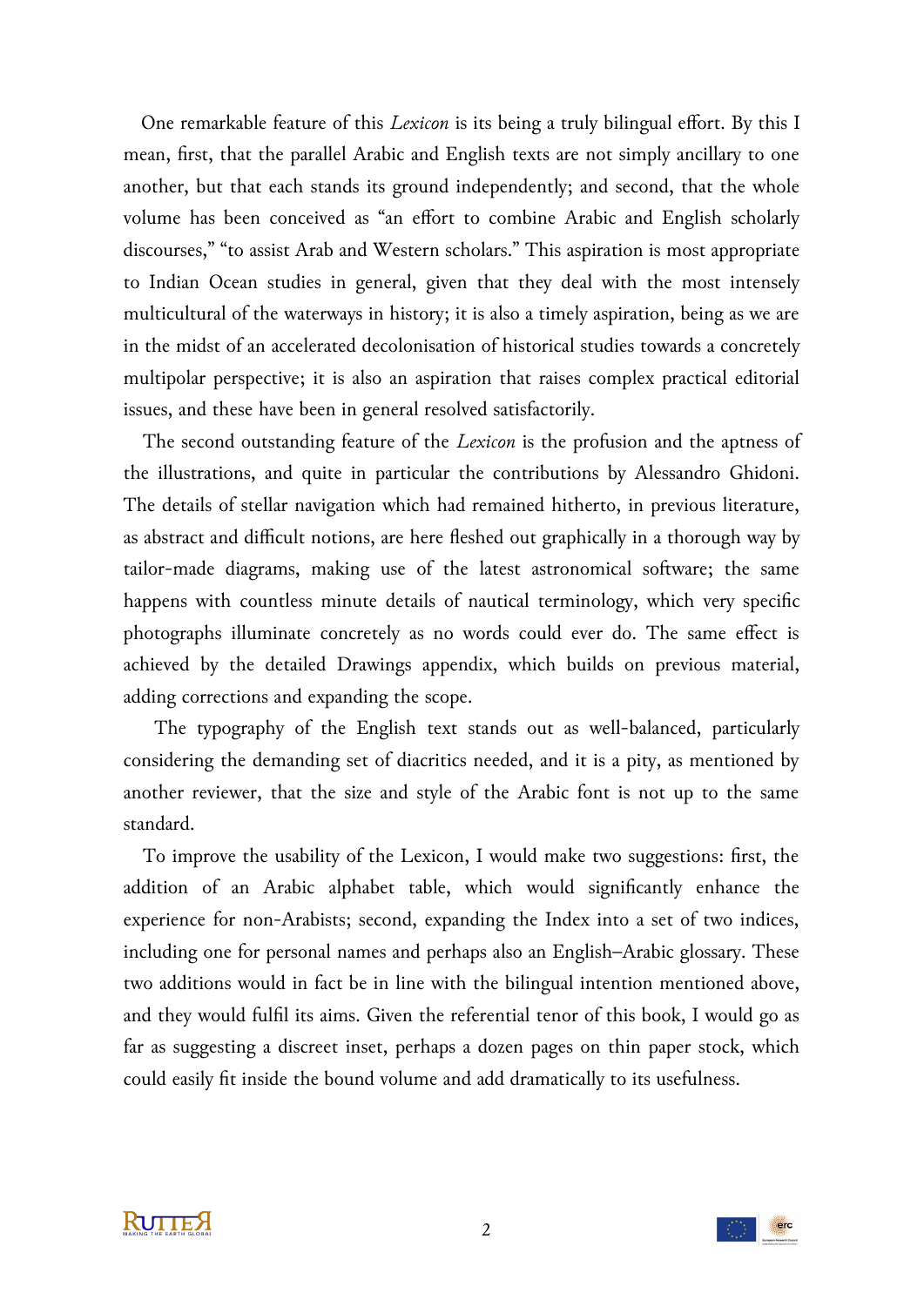One remarkable feature of this *Lexicon* is its being a truly bilingual effort. By this I mean, first, that the parallel Arabic and English texts are not simply ancillary to one another, but that each stands its ground independently; and second, that the whole volume has been conceived as "an effort to combine Arabic and English scholarly discourses," "to assist Arab and Western scholars." This aspiration is most appropriate to Indian Ocean studies in general, given that they deal with the most intensely multicultural of the waterways in history; it is also a timely aspiration, being as we are in the midst of an accelerated decolonisation of historical studies towards a concretely multipolar perspective; it is also an aspiration that raises complex practical editorial issues, and these have been in general resolved satisfactorily.

The second outstanding feature of the *Lexicon* is the profusion and the aptness of the illustrations, and quite in particular the contributions by Alessandro Ghidoni. The details of stellar navigation which had remained hitherto, in previous literature, as abstract and difficult notions, are here fleshed out graphically in a thorough way by tailor-made diagrams, making use of the latest astronomical software; the same happens with countless minute details of nautical terminology, which very specific photographs illuminate concretely as no words could ever do. The same effect is achieved by the detailed Drawings appendix, which builds on previous material, adding corrections and expanding the scope.

The typography of the English text stands out as well-balanced, particularly considering the demanding set of diacritics needed, and it is a pity, as mentioned by another reviewer, that the size and style of the Arabic font is not up to the same standard.

To improve the usability of the Lexicon, I would make two suggestions: first, the addition of an Arabic alphabet table, which would significantly enhance the experience for non-Arabists; second, expanding the Index into a set of two indices, including one for personal names and perhaps also an English–Arabic glossary. These two additions would in fact be in line with the bilingual intention mentioned above, and they would fulfil its aims. Given the referential tenor of this book, I would go as far as suggesting a discreet inset, perhaps a dozen pages on thin paper stock, which could easily fit inside the bound volume and add dramatically to its usefulness.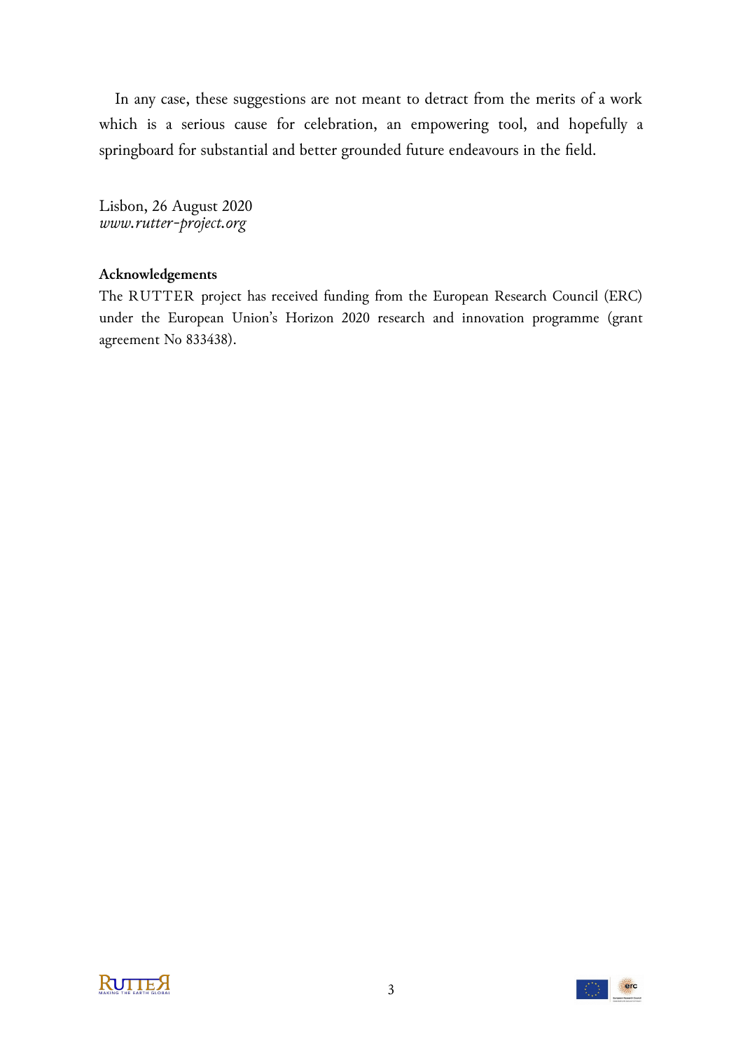In any case, these suggestions are not meant to detract from the merits of a work which is a serious cause for celebration, an empowering tool, and hopefully a springboard for substantial and better grounded future endeavours in the field.

Lisbon, 26 August 2020
*www.rutter-project.org*

**Acknowledgements**
The RUTTER project has received funding from the European Research Council (ERC) under the European Union's Horizon 2020 research and innovation programme (grant agreement No 833438).